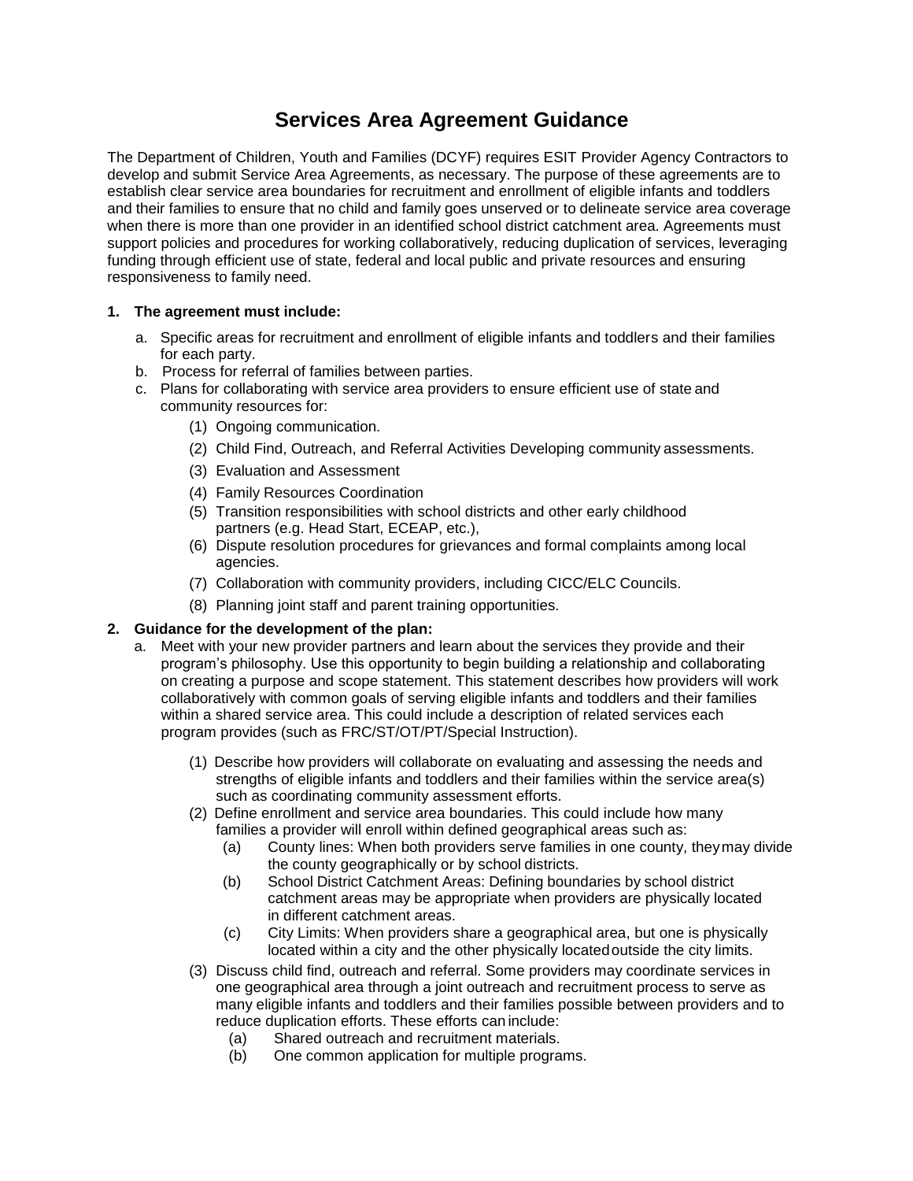# Services Area Agreement Guidance

The Department of Children, Youth and Families (DCYF) requires ESIT Provider Agency Contractors to develop and submit Service Area Agreements, as necessary. The purpose of these agreements are to establish clear service area boundaries for recruitment and enrollment of eligible infants and toddlers and their families to ensure that no child and family goes unserved or to delineate service area coverage when there is more than one provider in an identified school district catchment area. Agreements must support policies and procedures for working collaboratively, reducing duplication of services, leveraging funding through efficient use of state, federal and local public and private resources and ensuring responsiveness to family need.

**1. The agreement must include:**

a. Specific areas for recruitment and enrollment of eligible infants and toddlers and their families for each party.

b. Process for referral of families between parties.

c. Plans for collaborating with service area providers to ensure efficient use of state and community resources for:

   (1) Ongoing communication.

   (2) Child Find, Outreach, and Referral Activities Developing community assessments.

   (3) Evaluation and Assessment

   (4) Family Resources Coordination

   (5) Transition responsibilities with school districts and other early childhood partners (e.g. Head Start, ECEAP, etc.),

   (6) Dispute resolution procedures for grievances and formal complaints among local agencies.

   (7) Collaboration with community providers, including CICC/ELC Councils.

   (8) Planning joint staff and parent training opportunities.

**2. Guidance for the development of the plan:**

a. Meet with your new provider partners and learn about the services they provide and their program's philosophy. Use this opportunity to begin building a relationship and collaborating on creating a purpose and scope statement. This statement describes how providers will work collaboratively with common goals of serving eligible infants and toddlers and their families within a shared service area. This could include a description of related services each program provides (such as FRC/ST/OT/PT/Special Instruction).

   (1) Describe how providers will collaborate on evaluating and assessing the needs and strengths of eligible infants and toddlers and their families within the service area(s) such as coordinating community assessment efforts.

   (2) Define enrollment and service area boundaries. This could include how many families a provider will enroll within defined geographical areas such as:

      (a) County lines: When both providers serve families in one county, they may divide the county geographically or by school districts.

      (b) School District Catchment Areas: Defining boundaries by school district catchment areas may be appropriate when providers are physically located in different catchment areas.

      (c) City Limits: When providers share a geographical area, but one is physically located within a city and the other physically located outside the city limits.

   (3) Discuss child find, outreach and referral. Some providers may coordinate services in one geographical area through a joint outreach and recruitment process to serve as many eligible infants and toddlers and their families possible between providers and to reduce duplication efforts. These efforts can include:

      (a) Shared outreach and recruitment materials.

      (b) One common application for multiple programs.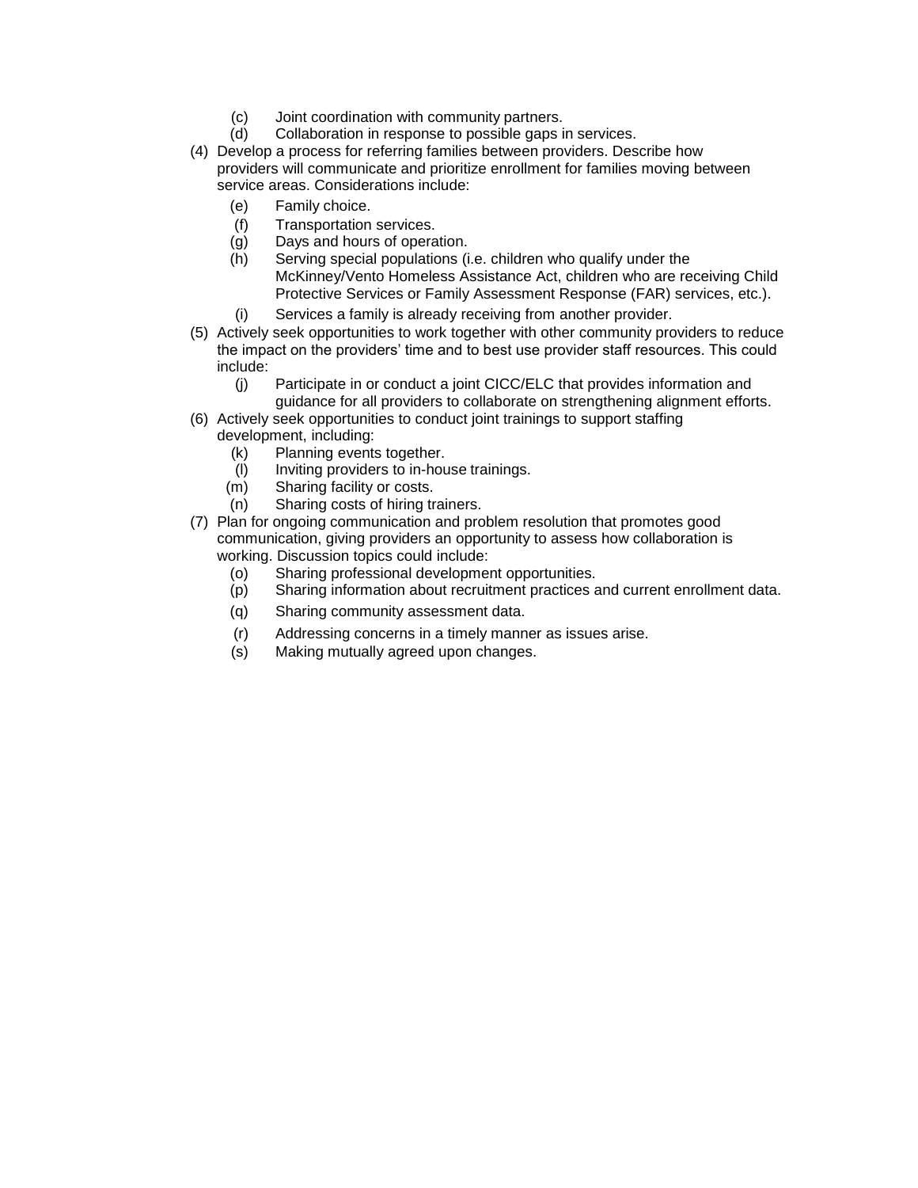(c) Joint coordination with community partners.
   (d) Collaboration in response to possible gaps in services.

(4) Develop a process for referring families between providers. Describe how providers will communicate and prioritize enrollment for families moving between service areas. Considerations include:
   (e) Family choice.
   (f) Transportation services.
   (g) Days and hours of operation.
   (h) Serving special populations (i.e. children who qualify under the McKinney/Vento Homeless Assistance Act, children who are receiving Child Protective Services or Family Assessment Response (FAR) services, etc.).
   (i) Services a family is already receiving from another provider.

(5) Actively seek opportunities to work together with other community providers to reduce the impact on the providers' time and to best use provider staff resources. This could include:
   (j) Participate in or conduct a joint CICC/ELC that provides information and guidance for all providers to collaborate on strengthening alignment efforts.

(6) Actively seek opportunities to conduct joint trainings to support staffing development, including:
   (k) Planning events together.
   (l) Inviting providers to in-house trainings.
   (m) Sharing facility or costs.
   (n) Sharing costs of hiring trainers.

(7) Plan for ongoing communication and problem resolution that promotes good communication, giving providers an opportunity to assess how collaboration is working. Discussion topics could include:
   (o) Sharing professional development opportunities.
   (p) Sharing information about recruitment practices and current enrollment data.
   (q) Sharing community assessment data.
   (r) Addressing concerns in a timely manner as issues arise.
   (s) Making mutually agreed upon changes.